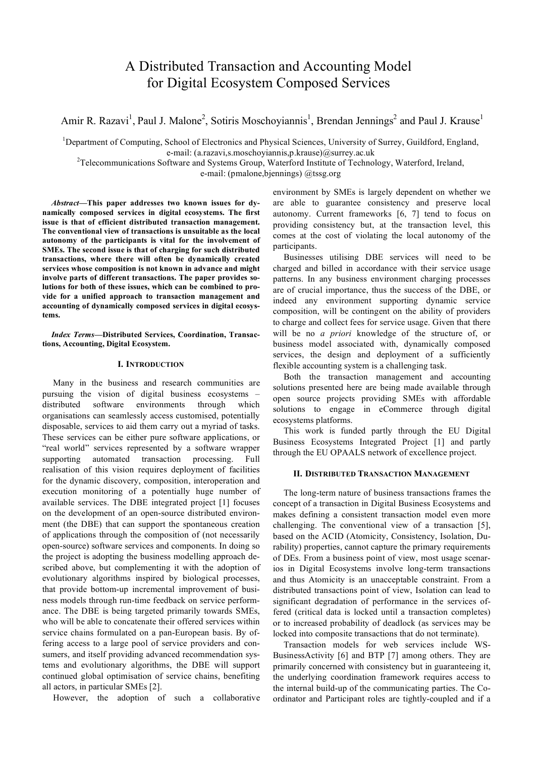# A Distributed Transaction and Accounting Model for Digital Ecosystem Composed Services

Amir R. Razavi[1], Paul J. Malone[2], Sotiris Moschoyiannis[1], Brendan Jennings[2] and Paul J. Krause[1]

[1]Department of Computing, School of Electronics and Physical Sciences, University of Surrey, Guildford, England, e-mail: (a.razavi,s.moschoyiannis,p.krause)@surrey.ac.uk

[2]Telecommunications Software and Systems Group, Waterford Institute of Technology, Waterford, Ireland, e-mail: (pmalone,bjennings) @tssg.org

***Abstract*—This paper addresses two known issues for dynamically composed services in digital ecosystems. The first issue is that of efficient distributed transaction management. The conventional view of transactions is unsuitable as the local autonomy of the participants is vital for the involvement of SMEs. The second issue is that of charging for such distributed transactions, where there will often be dynamically created services whose composition is not known in advance and might involve parts of different transactions. The paper provides solutions for both of these issues, which can be combined to provide for a unified approach to transaction management and accounting of dynamically composed services in digital ecosystems.**

***Index Terms*—Distributed Services, Coordination, Transactions, Accounting, Digital Ecosystem.**

## I. Introduction

Many in the business and research communities are pursuing the vision of digital business ecosystems – distributed software environments through which organisations can seamlessly access customised, potentially disposable, services to aid them carry out a myriad of tasks. These services can be either pure software applications, or "real world" services represented by a software wrapper supporting automated transaction processing. Full realisation of this vision requires deployment of facilities for the dynamic discovery, composition, interoperation and execution monitoring of a potentially huge number of available services. The DBE integrated project [1] focuses on the development of an open-source distributed environment (the DBE) that can support the spontaneous creation of applications through the composition of (not necessarily open-source) software services and components. In doing so the project is adopting the business modelling approach described above, but complementing it with the adoption of evolutionary algorithms inspired by biological processes, that provide bottom-up incremental improvement of business models through run-time feedback on service performance. The DBE is being targeted primarily towards SMEs, who will be able to concatenate their offered services within service chains formulated on a pan-European basis. By offering access to a large pool of service providers and consumers, and itself providing advanced recommendation systems and evolutionary algorithms, the DBE will support continued global optimisation of service chains, benefiting all actors, in particular SMEs [2].

However, the adoption of such a collaborative environment by SMEs is largely dependent on whether we are able to guarantee consistency and preserve local autonomy. Current frameworks [6, 7] tend to focus on providing consistency but, at the transaction level, this comes at the cost of violating the local autonomy of the participants.

Businesses utilising DBE services will need to be charged and billed in accordance with their service usage patterns. In any business environment charging processes are of crucial importance, thus the success of the DBE, or indeed any environment supporting dynamic service composition, will be contingent on the ability of providers to charge and collect fees for service usage. Given that there will be no *a priori* knowledge of the structure of, or business model associated with, dynamically composed services, the design and deployment of a sufficiently flexible accounting system is a challenging task.

Both the transaction management and accounting solutions presented here are being made available through open source projects providing SMEs with affordable solutions to engage in eCommerce through digital ecosystems platforms.

This work is funded partly through the EU Digital Business Ecosystems Integrated Project [1] and partly through the EU OPAALS network of excellence project.

## II. Distributed Transaction Management

The long-term nature of business transactions frames the concept of a transaction in Digital Business Ecosystems and makes defining a consistent transaction model even more challenging. The conventional view of a transaction [5], based on the ACID (Atomicity, Consistency, Isolation, Durability) properties, cannot capture the primary requirements of DEs. From a business point of view, most usage scenarios in Digital Ecosystems involve long-term transactions and thus Atomicity is an unacceptable constraint. From a distributed transactions point of view, Isolation can lead to significant degradation of performance in the services offered (critical data is locked until a transaction completes) or to increased probability of deadlock (as services may be locked into composite transactions that do not terminate).

Transaction models for web services include WS-BusinessActivity [6] and BTP [7] among others. They are primarily concerned with consistency but in guaranteeing it, the underlying coordination framework requires access to the internal build-up of the communicating parties. The Coordinator and Participant roles are tightly-coupled and if a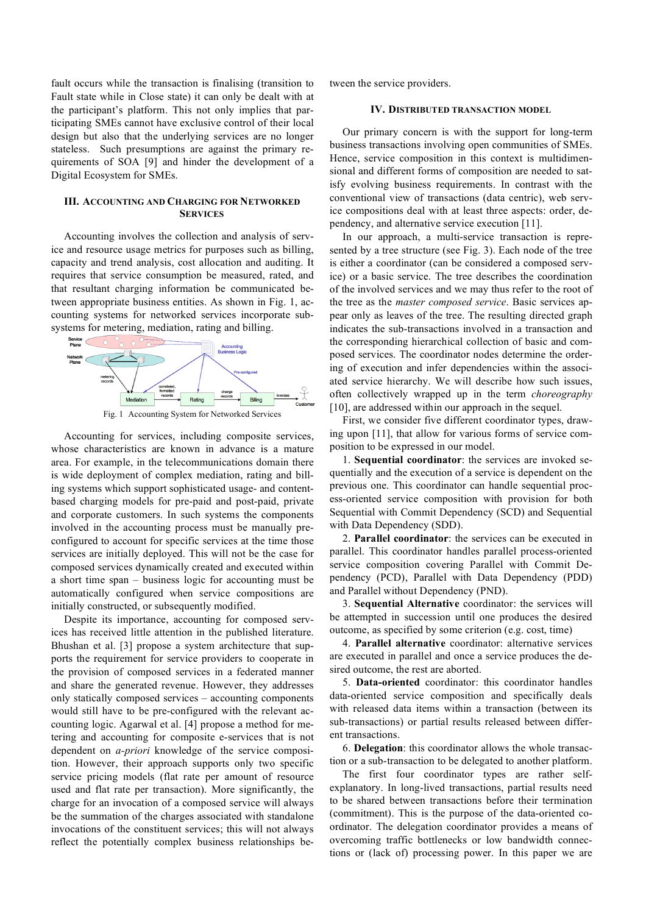fault occurs while the transaction is finalising (transition to Fault state while in Close state) it can only be dealt with at the participant's platform. This not only implies that participating SMEs cannot have exclusive control of their local design but also that the underlying services are no longer stateless. Such presumptions are against the primary requirements of SOA [9] and hinder the development of a Digital Ecosystem for SMEs.

## III. Accounting and Charging for Networked Services

Accounting involves the collection and analysis of service and resource usage metrics for purposes such as billing, capacity and trend analysis, cost allocation and auditing. It requires that service consumption be measured, rated, and that resultant charging information be communicated between appropriate business entities. As shown in Fig. 1, accounting systems for networked services incorporate subsystems for metering, mediation, rating and billing.

Fig. 1 Accounting System for Networked Services

Accounting for services, including composite services, whose characteristics are known in advance is a mature area. For example, in the telecommunications domain there is wide deployment of complex mediation, rating and billing systems which support sophisticated usage- and content-based charging models for pre-paid and post-paid, private and corporate customers. In such systems the components involved in the accounting process must be manually preconfigured to account for specific services at the time those services are initially deployed. This will not be the case for composed services dynamically created and executed within a short time span – business logic for accounting must be automatically configured when service compositions are initially constructed, or subsequently modified.

Despite its importance, accounting for composed services has received little attention in the published literature. Bhushan et al. [3] propose a system architecture that supports the requirement for service providers to cooperate in the provision of composed services in a federated manner and share the generated revenue. However, they addresses only statically composed services – accounting components would still have to be pre-configured with the relevant accounting logic. Agarwal et al. [4] propose a method for metering and accounting for composite e-services that is not dependent on *a-priori* knowledge of the service composition. However, their approach supports only two specific service pricing models (flat rate per amount of resource used and flat rate per transaction). More significantly, the charge for an invocation of a composed service will always be the summation of the charges associated with standalone invocations of the constituent services; this will not always reflect the potentially complex business relationships between the service providers.

## IV. Distributed Transaction Model

Our primary concern is with the support for long-term business transactions involving open communities of SMEs. Hence, service composition in this context is multidimensional and different forms of composition are needed to satisfy evolving business requirements. In contrast with the conventional view of transactions (data centric), web service compositions deal with at least three aspects: order, dependency, and alternative service execution [11].

In our approach, a multi-service transaction is represented by a tree structure (see Fig. 3). Each node of the tree is either a coordinator (can be considered a composed service) or a basic service. The tree describes the coordination of the involved services and we may thus refer to the root of the tree as the *master composed service*. Basic services appear only as leaves of the tree. The resulting directed graph indicates the sub-transactions involved in a transaction and the corresponding hierarchical collection of basic and composed services. The coordinator nodes determine the ordering of execution and infer dependencies within the associated service hierarchy. We will describe how such issues, often collectively wrapped up in the term *choreography* [10], are addressed within our approach in the sequel.

First, we consider five different coordinator types, drawing upon [11], that allow for various forms of service composition to be expressed in our model.

1. **Sequential coordinator**: the services are invoked sequentially and the execution of a service is dependent on the previous one. This coordinator can handle sequential process-oriented service composition with provision for both Sequential with Commit Dependency (SCD) and Sequential with Data Dependency (SDD).
2. **Parallel coordinator**: the services can be executed in parallel. This coordinator handles parallel process-oriented service composition covering Parallel with Commit Dependency (PCD), Parallel with Data Dependency (PDD) and Parallel without Dependency (PND).
3. **Sequential Alternative** coordinator: the services will be attempted in succession until one produces the desired outcome, as specified by some criterion (e.g. cost, time)
4. **Parallel alternative** coordinator: alternative services are executed in parallel and once a service produces the desired outcome, the rest are aborted.
5. **Data-oriented** coordinator: this coordinator handles data-oriented service composition and specifically deals with released data items within a transaction (between its sub-transactions) or partial results released between different transactions.
6. **Delegation**: this coordinator allows the whole transaction or a sub-transaction to be delegated to another platform.

The first four coordinator types are rather self-explanatory. In long-lived transactions, partial results need to be shared between transactions before their termination (commitment). This is the purpose of the data-oriented coordinator. The delegation coordinator provides a means of overcoming traffic bottlenecks or low bandwidth connections or (lack of) processing power. In this paper we are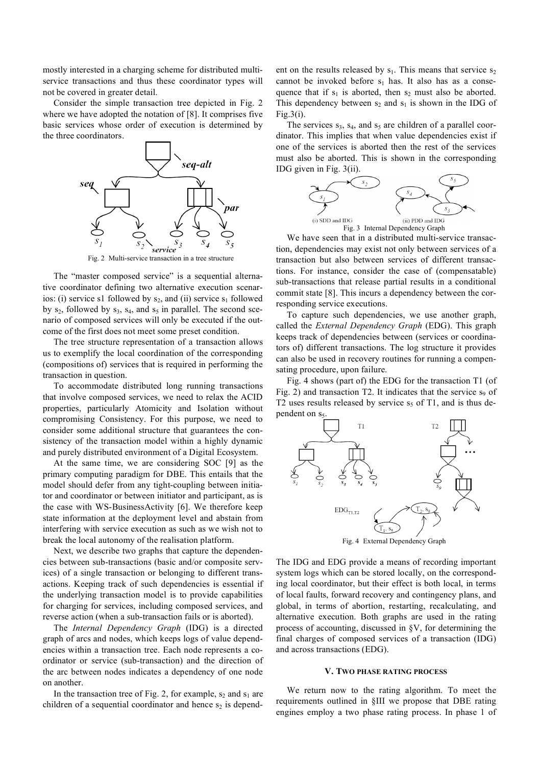mostly interested in a charging scheme for distributed multi-service transactions and thus these coordinator types will not be covered in greater detail.

Consider the simple transaction tree depicted in Fig. 2 where we have adopted the notation of [8]. It comprises five basic services whose order of execution is determined by the three coordinators.

Fig. 2 Multi-service transaction in a tree structure

The "master composed service" is a sequential alternative coordinator defining two alternative execution scenarios: (i) service s1 followed by $s_2$, and (ii) service $s_1$ followed by $s_2$, followed by $s_3$, $s_4$, and $s_5$ in parallel. The second scenario of composed services will only be executed if the outcome of the first does not meet some preset condition.

The tree structure representation of a transaction allows us to exemplify the local coordination of the corresponding (compositions of) services that is required in performing the transaction in question.

To accommodate distributed long running transactions that involve composed services, we need to relax the ACID properties, particularly Atomicity and Isolation without compromising Consistency. For this purpose, we need to consider some additional structure that guarantees the consistency of the transaction model within a highly dynamic and purely distributed environment of a Digital Ecosystem.

At the same time, we are considering SOC [9] as the primary computing paradigm for DBE. This entails that the model should defer from any tight-coupling between initiator and coordinator or between initiator and participant, as is the case with WS-BusinessActivity [6]. We therefore keep state information at the deployment level and abstain from interfering with service execution as such as we wish not to break the local autonomy of the realisation platform.

Next, we describe two graphs that capture the dependencies between sub-transactions (basic and/or composite services) of a single transaction or belonging to different transactions. Keeping track of such dependencies is essential if the underlying transaction model is to provide capabilities for charging for services, including composed services, and reverse action (when a sub-transaction fails or is aborted).

The *Internal Dependency Graph* (IDG) is a directed graph of arcs and nodes, which keeps logs of value dependencies within a transaction tree. Each node represents a coordinator or service (sub-transaction) and the direction of the arc between nodes indicates a dependency of one node on another.

In the transaction tree of Fig. 2, for example, $s_2$ and $s_1$ are children of a sequential coordinator and hence $s_2$ is dependent on the results released by $s_1$. This means that service $s_2$ cannot be invoked before $s_1$ has. It also has as a consequence that if $s_1$ is aborted, then $s_2$ must also be aborted. This dependency between $s_2$ and $s_1$ is shown in the IDG of Fig.3(i).

The services $s_3$, $s_4$, and $s_5$ are children of a parallel coordinator. This implies that when value dependencies exist if one of the services is aborted then the rest of the services must also be aborted. This is shown in the corresponding IDG given in Fig. 3(ii).

Fig. 3 Internal Dependency Graph

We have seen that in a distributed multi-service transaction, dependencies may exist not only between services of a transaction but also between services of different transactions. For instance, consider the case of (compensatable) sub-transactions that release partial results in a conditional commit state [8]. This incurs a dependency between the corresponding service executions.

To capture such dependencies, we use another graph, called the *External Dependency Graph* (EDG). This graph keeps track of dependencies between (services or coordinators of) different transactions. The log structure it provides can also be used in recovery routines for running a compensating procedure, upon failure.

Fig. 4 shows (part of) the EDG for the transaction T1 (of Fig. 2) and transaction T2. It indicates that the service $s_9$ of T2 uses results released by service $s_5$ of T1, and is thus dependent on $s_5$.

Fig. 4 External Dependency Graph

The IDG and EDG provide a means of recording important system logs which can be stored locally, on the corresponding local coordinator, but their effect is both local, in terms of local faults, forward recovery and contingency plans, and global, in terms of abortion, restarting, recalculating, and alternative execution. Both graphs are used in the rating process of accounting, discussed in §V, for determining the final charges of composed services of a transaction (IDG) and across transactions (EDG).

## V. Two phase rating process

We return now to the rating algorithm. To meet the requirements outlined in §III we propose that DBE rating engines employ a two phase rating process. In phase 1 of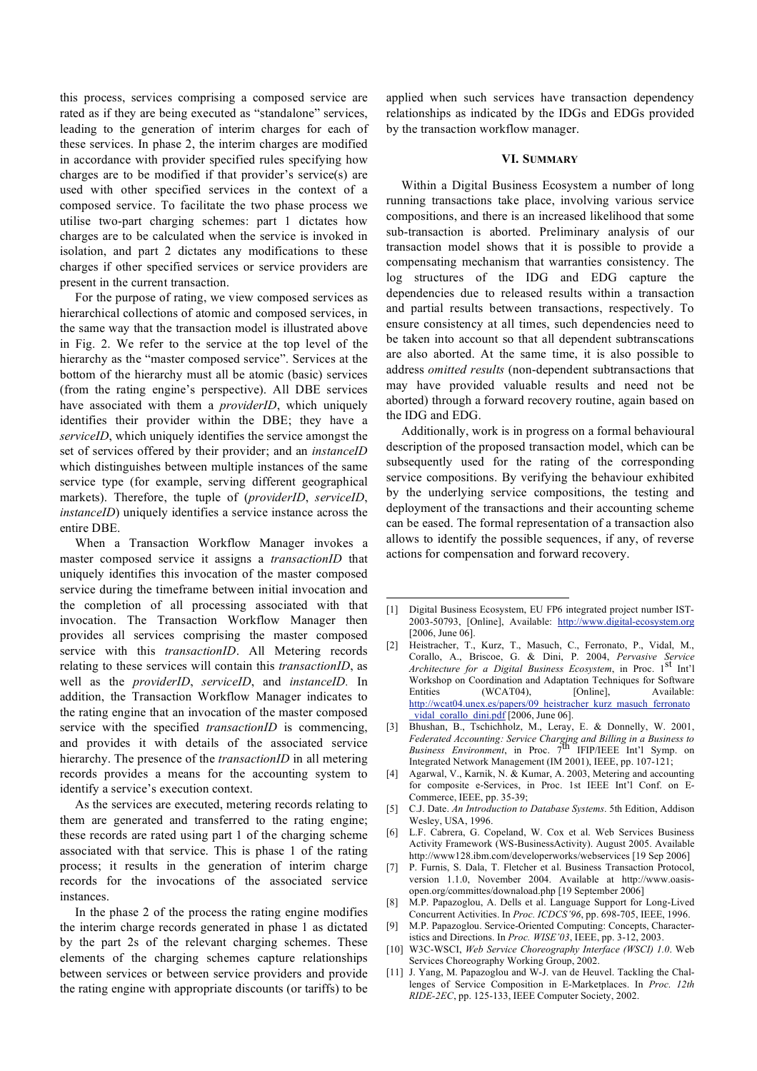this process, services comprising a composed service are rated as if they are being executed as "standalone" services, leading to the generation of interim charges for each of these services. In phase 2, the interim charges are modified in accordance with provider specified rules specifying how charges are to be modified if that provider's service(s) are used with other specified services in the context of a composed service. To facilitate the two phase process we utilise two-part charging schemes: part 1 dictates how charges are to be calculated when the service is invoked in isolation, and part 2 dictates any modifications to these charges if other specified services or service providers are present in the current transaction.

For the purpose of rating, we view composed services as hierarchical collections of atomic and composed services, in the same way that the transaction model is illustrated above in Fig. 2. We refer to the service at the top level of the hierarchy as the "master composed service". Services at the bottom of the hierarchy must all be atomic (basic) services (from the rating engine's perspective). All DBE services have associated with them a *providerID*, which uniquely identifies their provider within the DBE; they have a *serviceID*, which uniquely identifies the service amongst the set of services offered by their provider; and an *instanceID* which distinguishes between multiple instances of the same service type (for example, serving different geographical markets). Therefore, the tuple of (*providerID*, *serviceID*, *instanceID*) uniquely identifies a service instance across the entire DBE.

When a Transaction Workflow Manager invokes a master composed service it assigns a *transactionID* that uniquely identifies this invocation of the master composed service during the timeframe between initial invocation and the completion of all processing associated with that invocation. The Transaction Workflow Manager then provides all services comprising the master composed service with this *transactionID*. All Metering records relating to these services will contain this *transactionID*, as well as the *providerID*, *serviceID*, and *instanceID.* In addition, the Transaction Workflow Manager indicates to the rating engine that an invocation of the master composed service with the specified *transactionID* is commencing, and provides it with details of the associated service hierarchy. The presence of the *transactionID* in all metering records provides a means for the accounting system to identify a service's execution context.

As the services are executed, metering records relating to them are generated and transferred to the rating engine; these records are rated using part 1 of the charging scheme associated with that service. This is phase 1 of the rating process; it results in the generation of interim charge records for the invocations of the associated service instances.

In the phase 2 of the process the rating engine modifies the interim charge records generated in phase 1 as dictated by the part 2s of the relevant charging schemes. These elements of the charging schemes capture relationships between services or between service providers and provide the rating engine with appropriate discounts (or tariffs) to be applied when such services have transaction dependency relationships as indicated by the IDGs and EDGs provided by the transaction workflow manager.

## VI. Summary

Within a Digital Business Ecosystem a number of long running transactions take place, involving various service compositions, and there is an increased likelihood that some sub-transaction is aborted. Preliminary analysis of our transaction model shows that it is possible to provide a compensating mechanism that warranties consistency. The log structures of the IDG and EDG capture the dependencies due to released results within a transaction and partial results between transactions, respectively. To ensure consistency at all times, such dependencies need to be taken into account so that all dependent subtransactions are also aborted. At the same time, it is also possible to address *omitted results* (non-dependent subtransactions that may have provided valuable results and need not be aborted) through a forward recovery routine, again based on the IDG and EDG.

Additionally, work is in progress on a formal behavioural description of the proposed transaction model, which can be subsequently used for the rating of the corresponding service compositions. By verifying the behaviour exhibited by the underlying service compositions, the testing and deployment of the transactions and their accounting scheme can be eased. The formal representation of a transaction also allows to identify the possible sequences, if any, of reverse actions for compensation and forward recovery.

---

[1] Digital Business Ecosystem, EU FP6 integrated project number IST-2003-50793, [Online], Available: http://www.digital-ecosystem.org [2006, June 06].

[2] Heistracher, T., Kurz, T., Masuch, C., Ferronato, P., Vidal, M., Corallo, A., Briscoe, G. & Dini, P. 2004, *Pervasive Service Architecture for a Digital Business Ecosystem*, in Proc. 1st Int'l Workshop on Coordination and Adaptation Techniques for Software Entities (WCAT04), [Online], Available: http://wcat04.unex.es/papers/09_heistracher_kurz_masuch_ferronato_vidal_corallo_dini.pdf [2006, June 06].

[3] Bhushan, B., Tschichholz, M., Leray, E. & Donnelly, W. 2001, *Federated Accounting: Service Charging and Billing in a Business to Business Environment*, in Proc. 7th IFIP/IEEE Int'l Symp. on Integrated Network Management (IM 2001), IEEE, pp. 107-121;

[4] Agarwal, V., Karnik, N. & Kumar, A. 2003, Metering and accounting for composite e-Services, in Proc. 1st IEEE Int'l Conf. on E-Commerce, IEEE, pp. 35-39;

[5] C.J. Date. *An Introduction to Database Systems*. 5th Edition, Addison Wesley, USA, 1996.

[6] L.F. Cabrera, G. Copeland, W. Cox et al. Web Services Business Activity Framework (WS-BusinessActivity). August 2005. Available http://www128.ibm.com/developerworks/webservices [19 Sep 2006]

[7] P. Furnis, S. Dala, T. Fletcher et al. Business Transaction Protocol, version 1.1.0, November 2004. Available at http://www.oasis-open.org/committes/downaload.php [19 September 2006]

[8] M.P. Papazoglou, A. Dells et al. Language Support for Long-Lived Concurrent Activities. In *Proc. ICDCS'96*, pp. 698-705, IEEE, 1996.

[9] M.P. Papazoglou. Service-Oriented Computing: Concepts, Characteristics and Directions. In *Proc. WISE'03*, IEEE, pp. 3-12, 2003.

[10] W3C-WSCI, *Web Service Choreography Interface (WSCI) 1.0*. Web Services Choreography Working Group, 2002.

[11] J. Yang, M.P. Papazoglou and W-J. van de Heuvel. Tackling the Challenges of Service Composition in E-Marketplaces. In *Proc. 12th RIDE-2EC*, pp. 125-133, IEEE Computer Society, 2002.